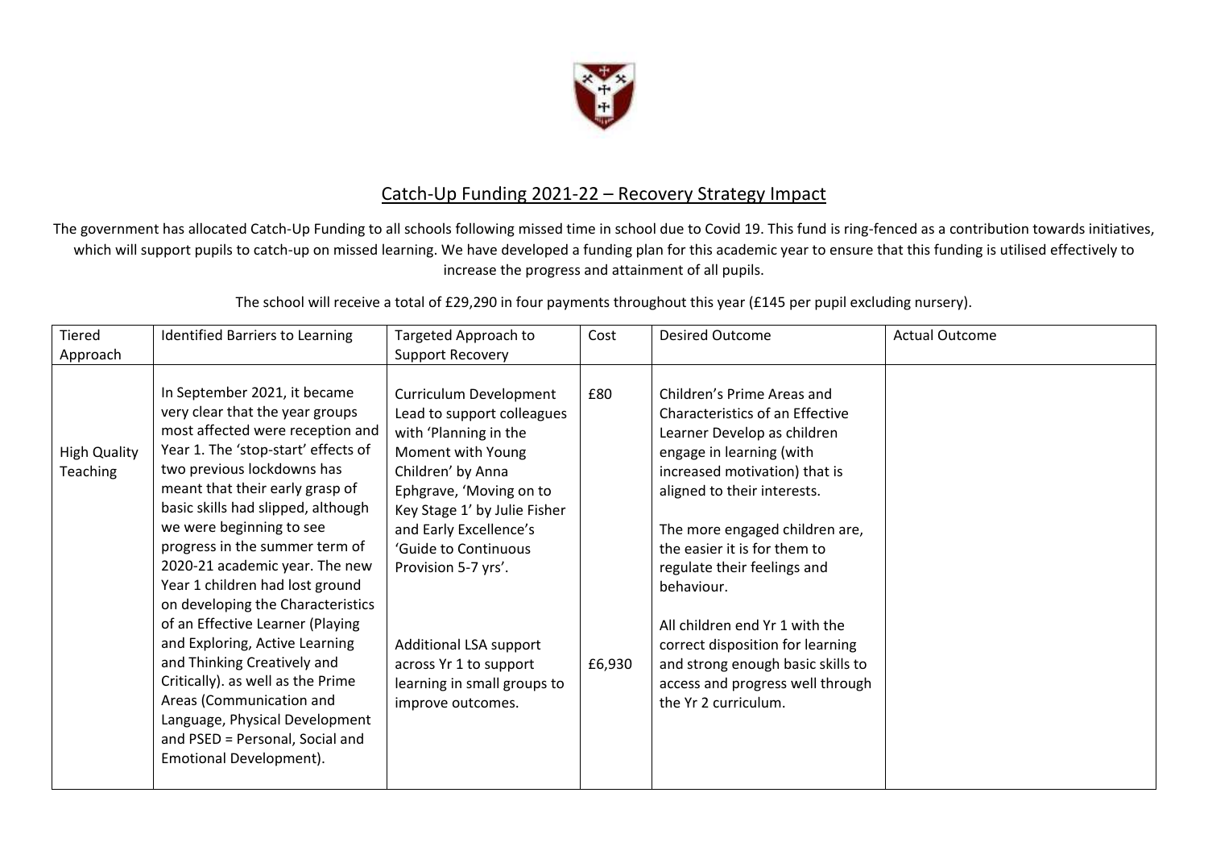## Catch-Up Funding 2021-22 – Recovery Strategy Impact

The government has allocated Catch-Up Funding to all schools following missed time in school due to Covid 19. This fund is ring-fenced as a contribution towards initiatives, which will support pupils to catch-up on missed learning. We have developed a funding plan for this academic year to ensure that this funding is utilised effectively to increase the progress and attainment of all pupils.

The school will receive a total of £29,290 in four payments throughout this year (£145 per pupil excluding nursery).

| Tiered Approach | Identified Barriers to Learning | Targeted Approach to Support Recovery | Cost | Desired Outcome | Actual Outcome |
|---|---|---|---|---|---|
| High Quality Teaching | In September 2021, it became very clear that the year groups most affected were reception and Year 1. The 'stop-start' effects of two previous lockdowns has meant that their early grasp of basic skills had slipped, although we were beginning to see progress in the summer term of 2020-21 academic year. The new Year 1 children had lost ground on developing the Characteristics of an Effective Learner (Playing and Exploring, Active Learning and Thinking Creatively and Critically). as well as the Prime Areas (Communication and Language, Physical Development and PSED = Personal, Social and Emotional Development). | Curriculum Development Lead to support colleagues with 'Planning in the Moment with Young Children' by Anna Ephgrave, 'Moving on to Key Stage 1' by Julie Fisher and Early Excellence's 'Guide to Continuous Provision 5-7 yrs'.<br><br>Additional LSA support across Yr 1 to support learning in small groups to improve outcomes. | £80<br><br>£6,930 | Children's Prime Areas and Characteristics of an Effective Learner Develop as children engage in learning (with increased motivation) that is aligned to their interests.<br><br>The more engaged children are, the easier it is for them to regulate their feelings and behaviour.<br><br>All children end Yr 1 with the correct disposition for learning and strong enough basic skills to access and progress well through the Yr 2 curriculum. | |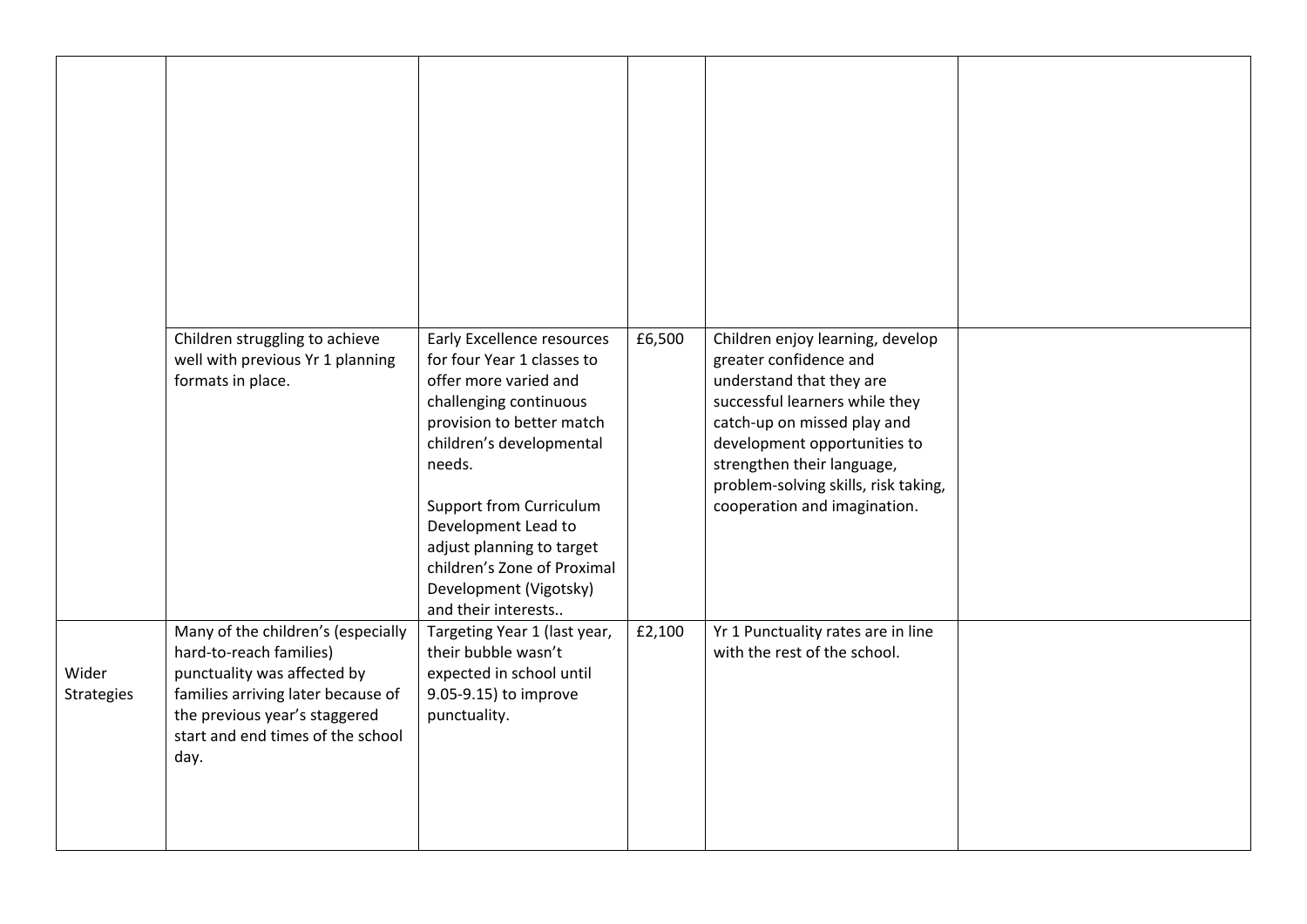| | | | | | |
|---|---|---|---|---|---|
| | | | | | |
| | Children struggling to achieve well with previous Yr 1 planning formats in place. | Early Excellence resources for four Year 1 classes to offer more varied and challenging continuous provision to better match children's developmental needs.<br><br>Support from Curriculum Development Lead to adjust planning to target children's Zone of Proximal Development (Vigotsky) and their interests.. | £6,500 | Children enjoy learning, develop greater confidence and understand that they are successful learners while they catch-up on missed play and development opportunities to strengthen their language, problem-solving skills, risk taking, cooperation and imagination. | |
| Wider Strategies | Many of the children's (especially hard-to-reach families) punctuality was affected by families arriving later because of the previous year's staggered start and end times of the school day. | Targeting Year 1 (last year, their bubble wasn't expected in school until 9.05-9.15) to improve punctuality. | £2,100 | Yr 1 Punctuality rates are in line with the rest of the school. | |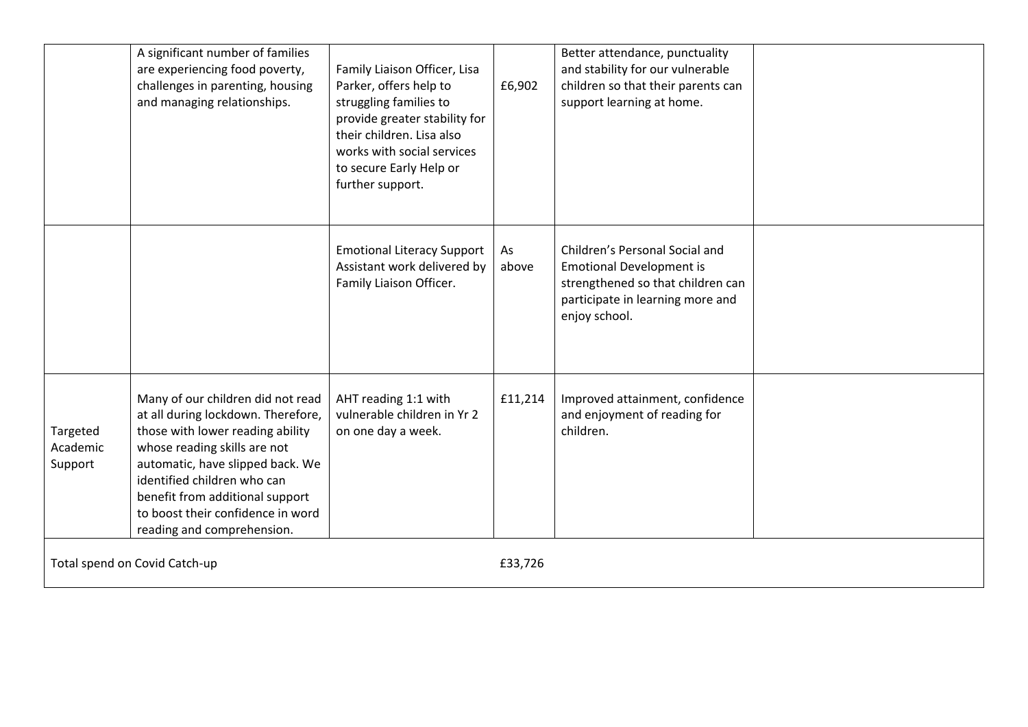| | | | | | |
|---|---|---|---|---|---|
| | A significant number of families are experiencing food poverty, challenges in parenting, housing and managing relationships. | Family Liaison Officer, Lisa Parker, offers help to struggling families to provide greater stability for their children. Lisa also works with social services to secure Early Help or further support. | £6,902 | Better attendance, punctuality and stability for our vulnerable children so that their parents can support learning at home. | |
| | | Emotional Literacy Support Assistant work delivered by Family Liaison Officer. | As above | Children's Personal Social and Emotional Development is strengthened so that children can participate in learning more and enjoy school. | |
| Targeted Academic Support | Many of our children did not read at all during lockdown. Therefore, those with lower reading ability whose reading skills are not automatic, have slipped back. We identified children who can benefit from additional support to boost their confidence in word reading and comprehension. | AHT reading 1:1 with vulnerable children in Yr 2 on one day a week. | £11,214 | Improved attainment, confidence and enjoyment of reading for children. | |
| Total spend on Covid Catch-up | | | £33,726 | | |